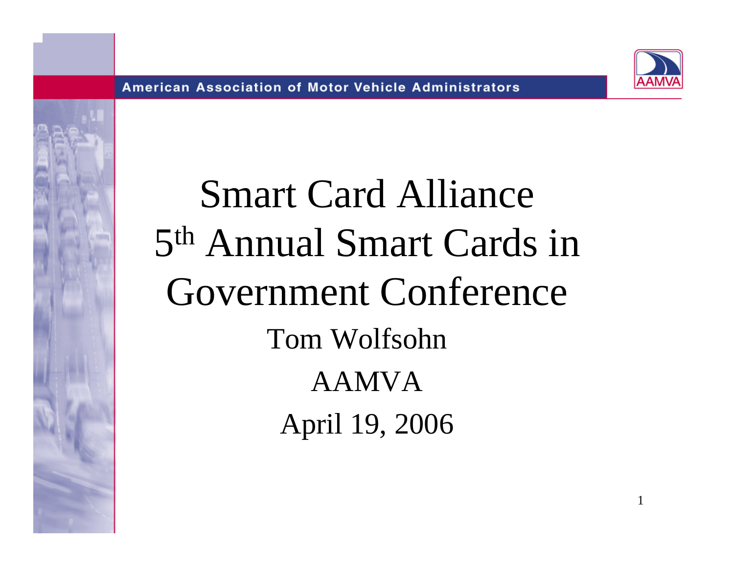American Association of Motor Vehicle Administrators

# Smart Card Alliance 5th Annual Smart Cards in Government Conference

Tom Wolfsohn

AAMVA

April 19, 2006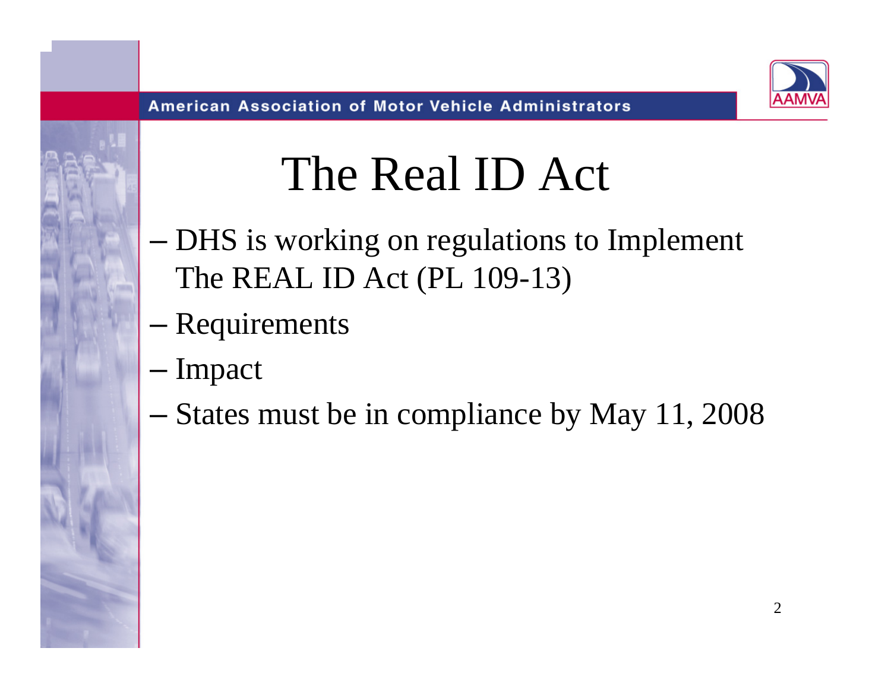# The Real ID Act

- DHS is working on regulations to Implement The REAL ID Act (PL 109-13)
- Requirements
- Impact
- States must be in compliance by May 11, 2008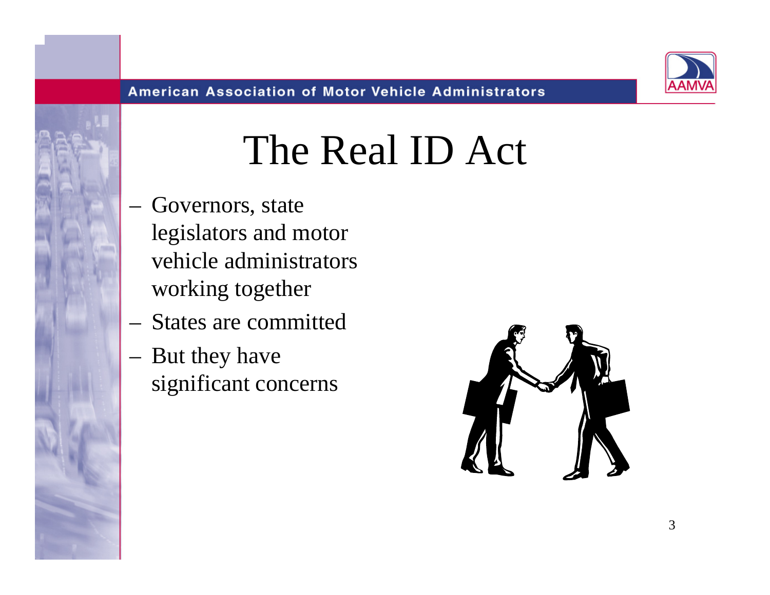# The Real ID Act

- Governors, state legislators and motor vehicle administrators working together
- States are committed
- But they have significant concerns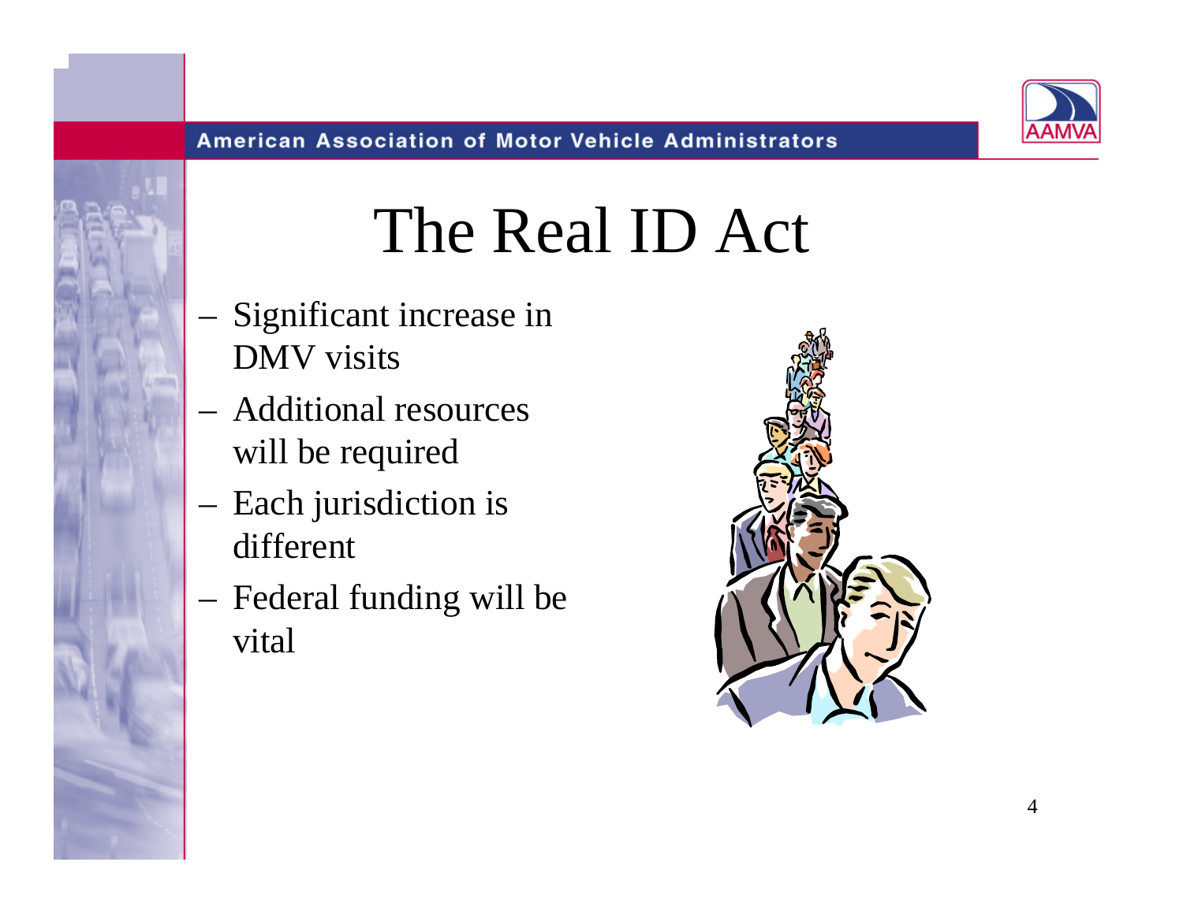# The Real ID Act

- Significant increase in DMV visits
- Additional resources will be required
- Each jurisdiction is different
- Federal funding will be vital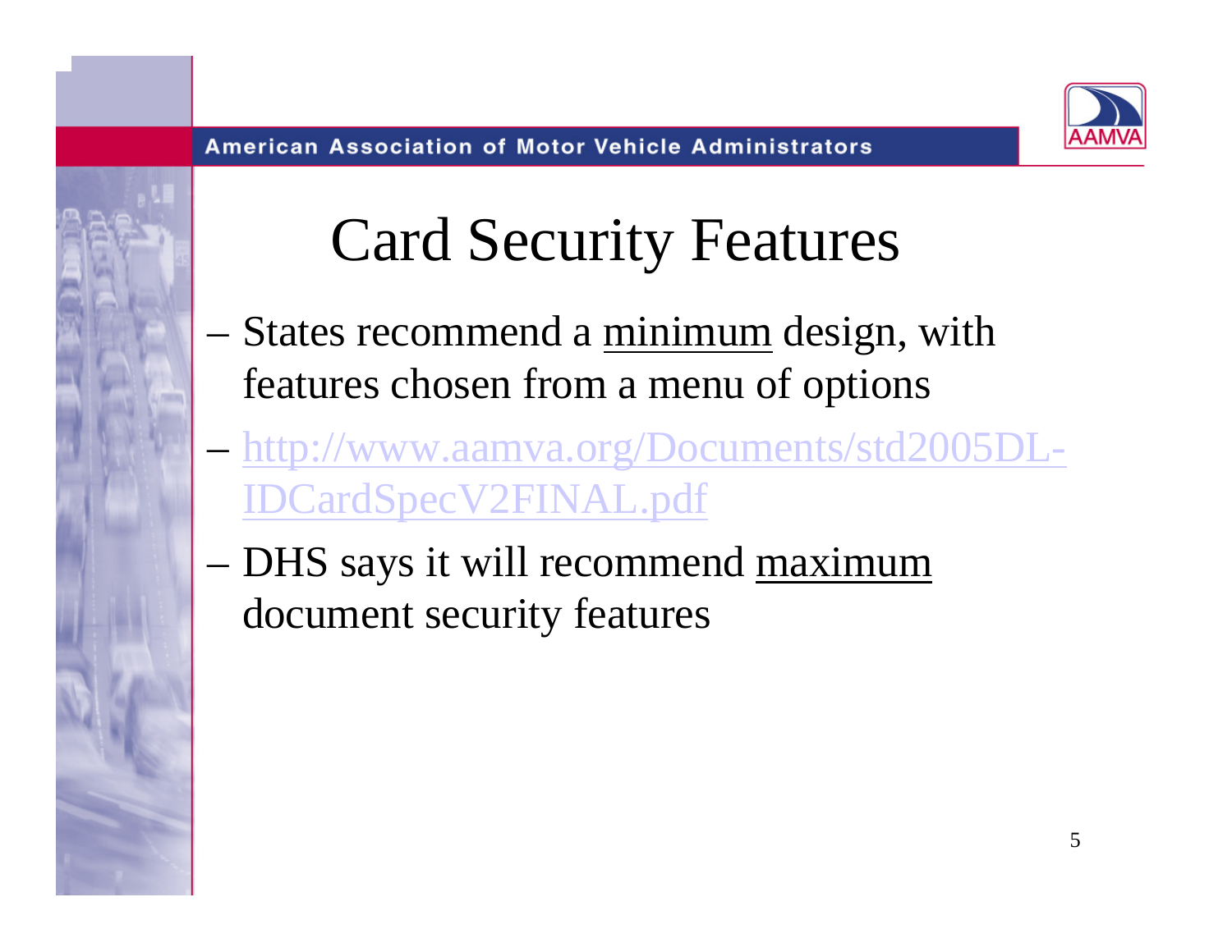# Card Security Features

- States recommend a <u>minimum</u> design, with features chosen from a menu of options
- http://www.aamva.org/Documents/std2005DL-IDCardSpecV2FINAL.pdf
- DHS says it will recommend <u>maximum</u> document security features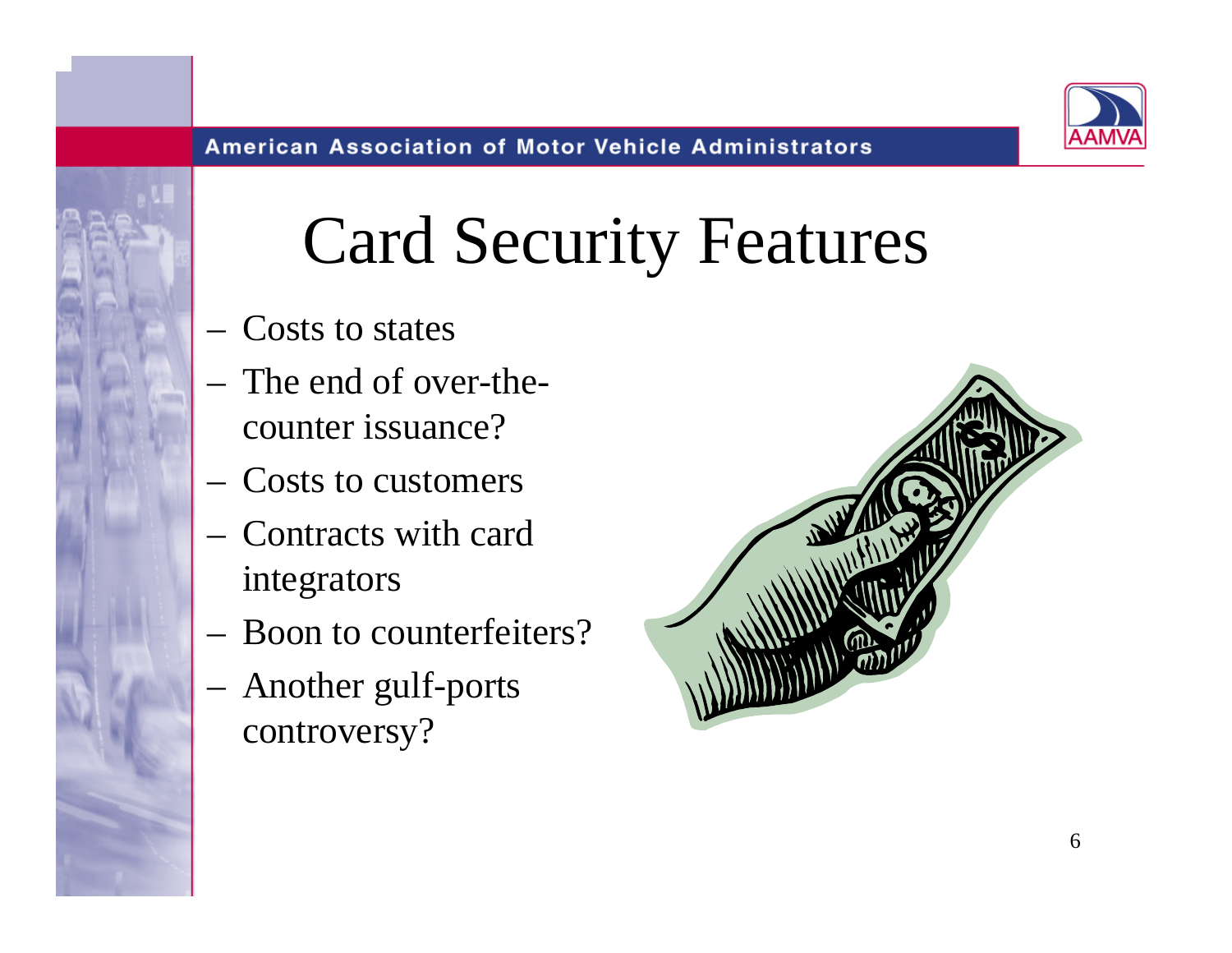# Card Security Features

- Costs to states
- The end of over-the-counter issuance?
- Costs to customers
- Contracts with card integrators
- Boon to counterfeiters?
- Another gulf-ports controversy?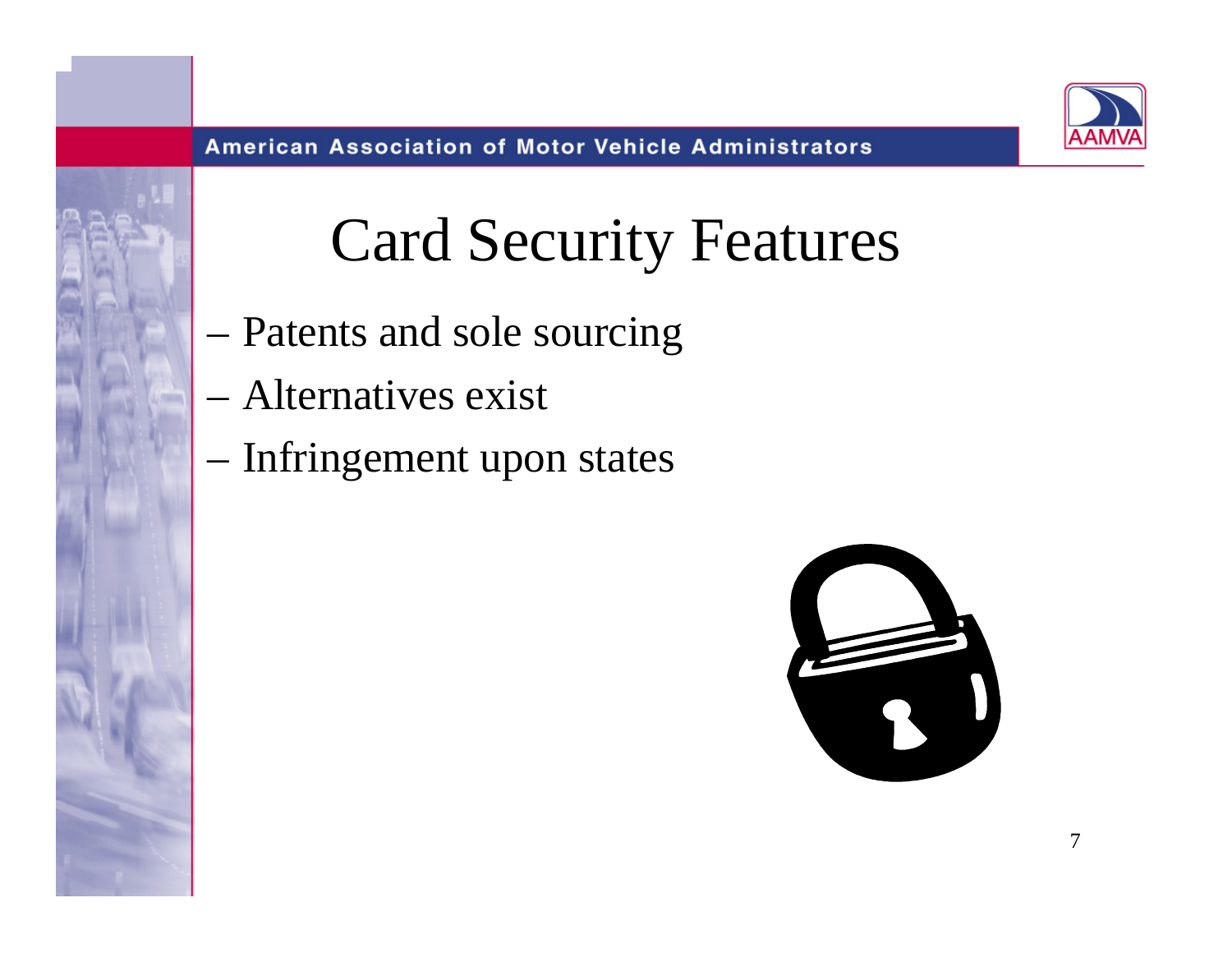# Card Security Features

- Patents and sole sourcing
- Alternatives exist
- Infringement upon states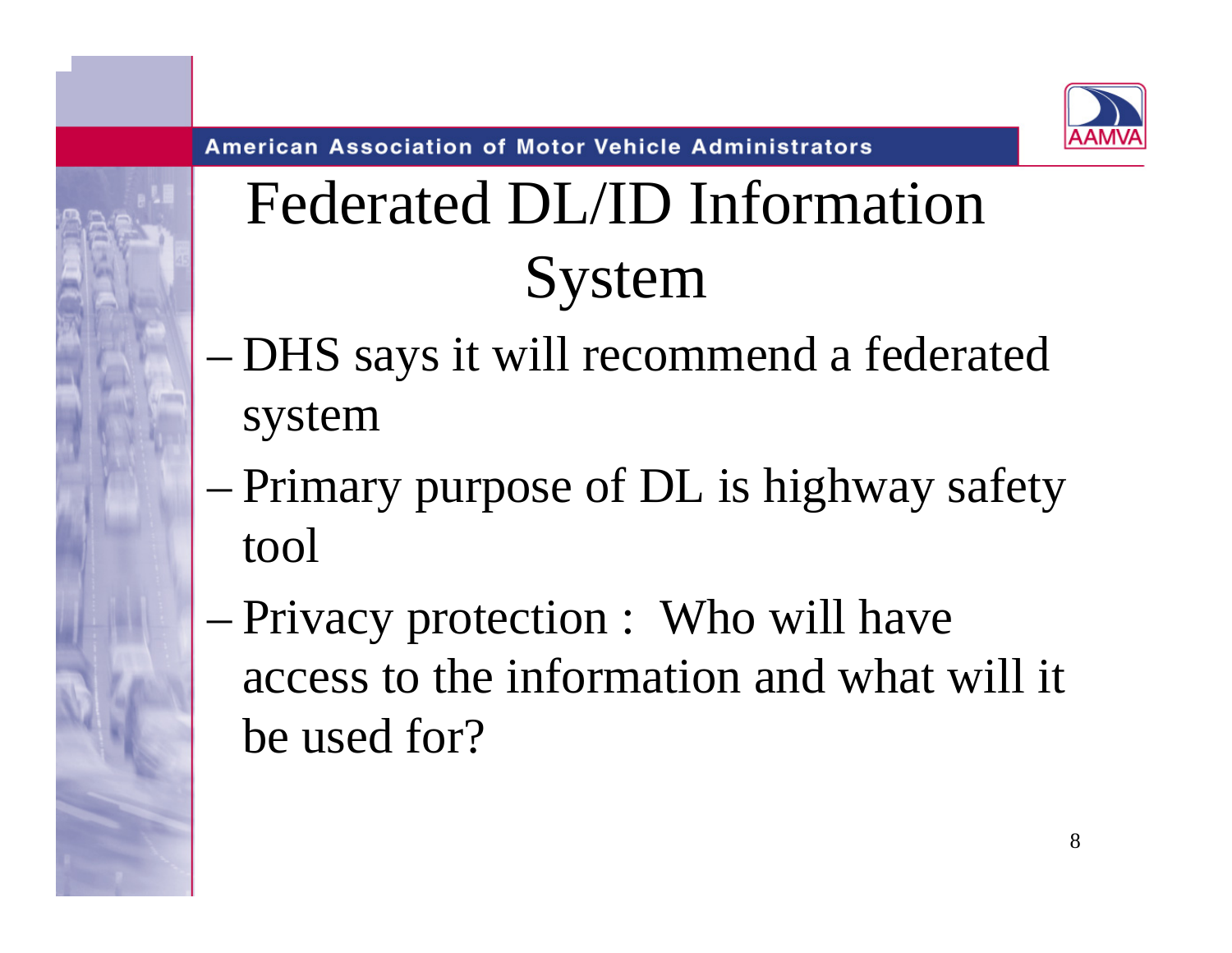# Federated DL/ID Information System

- DHS says it will recommend a federated system
- Primary purpose of DL is highway safety tool
- Privacy protection : Who will have access to the information and what will it be used for?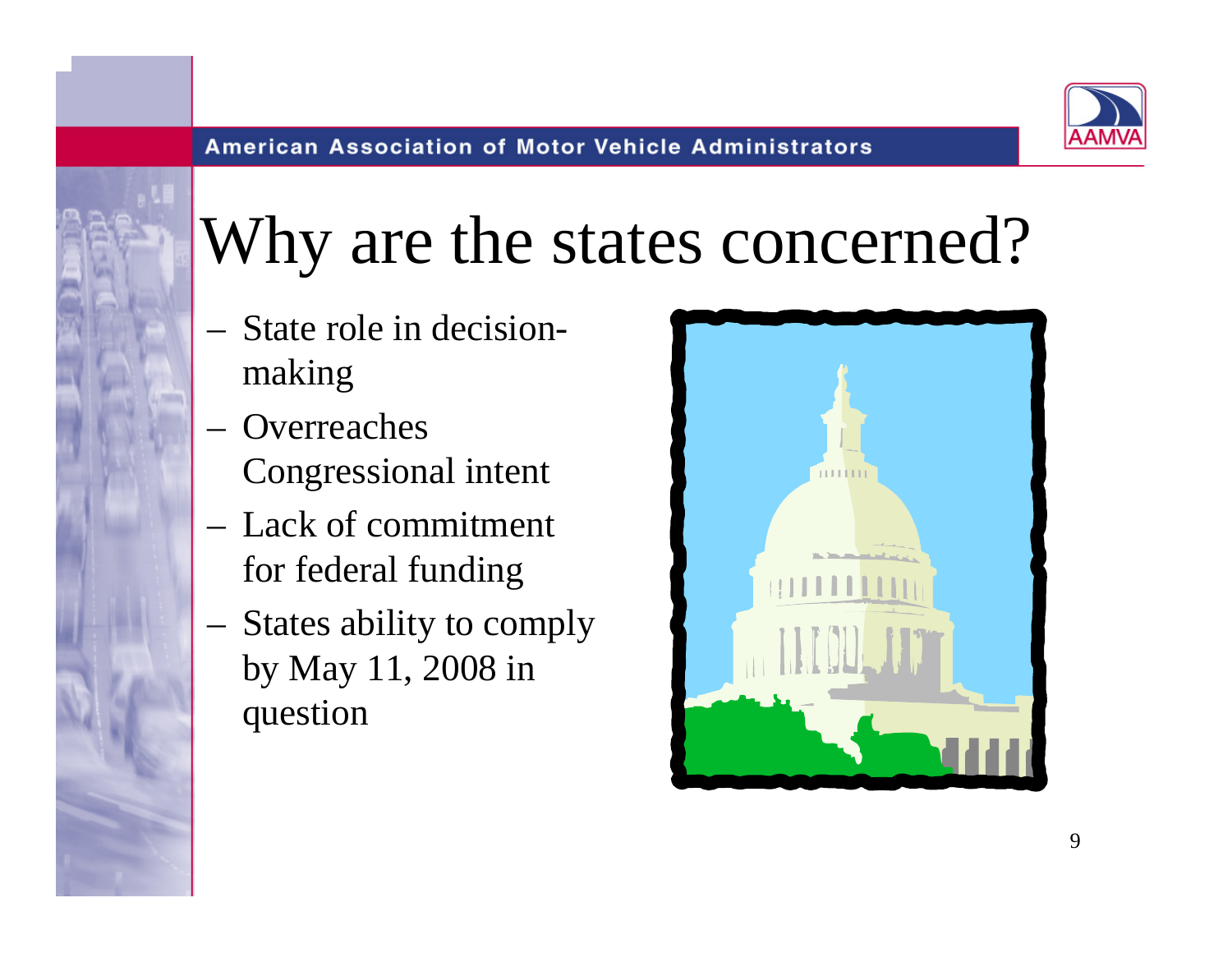# Why are the states concerned?

- State role in decision-making
- Overreaches Congressional intent
- Lack of commitment for federal funding
- States ability to comply by May 11, 2008 in question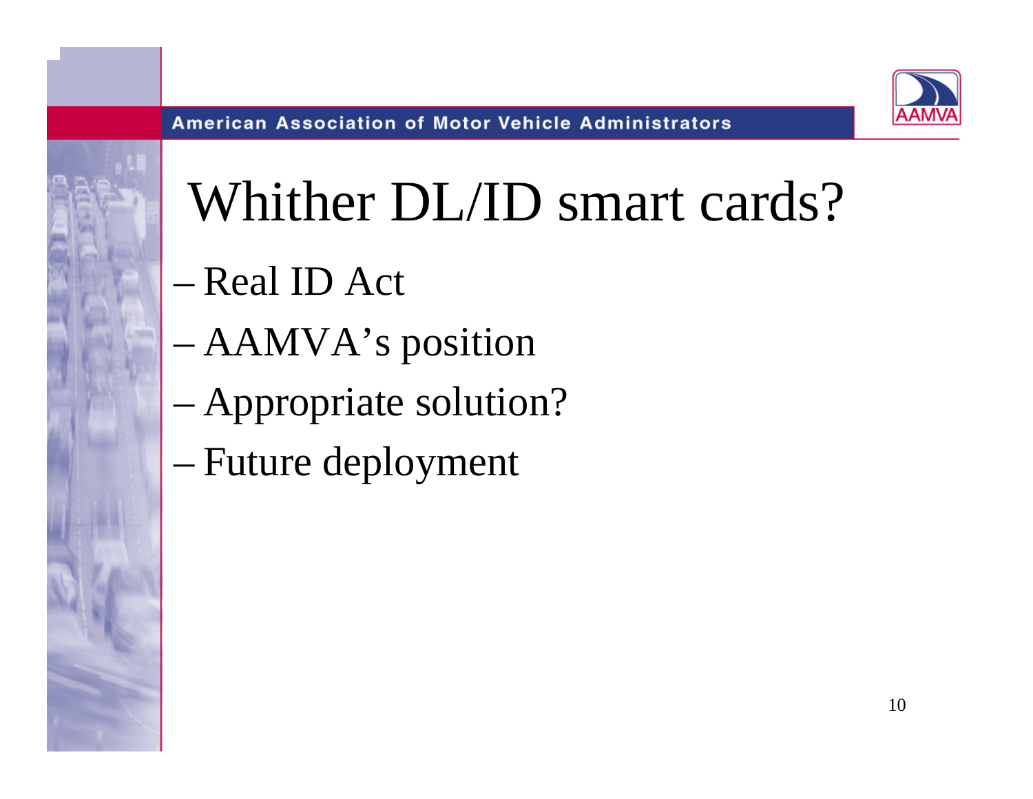# Whither DL/ID smart cards?

- Real ID Act
- AAMVA's position
- Appropriate solution?
- Future deployment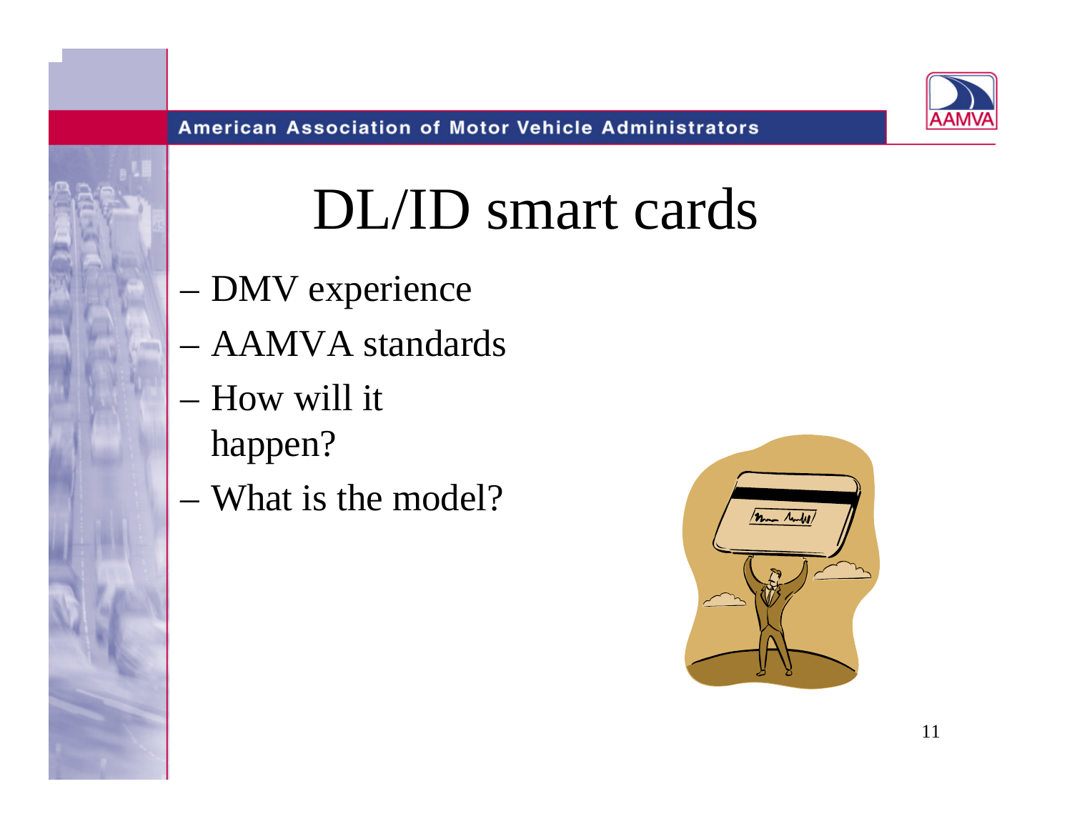# DL/ID smart cards

- DMV experience
- AAMVA standards
- How will it happen?
- What is the model?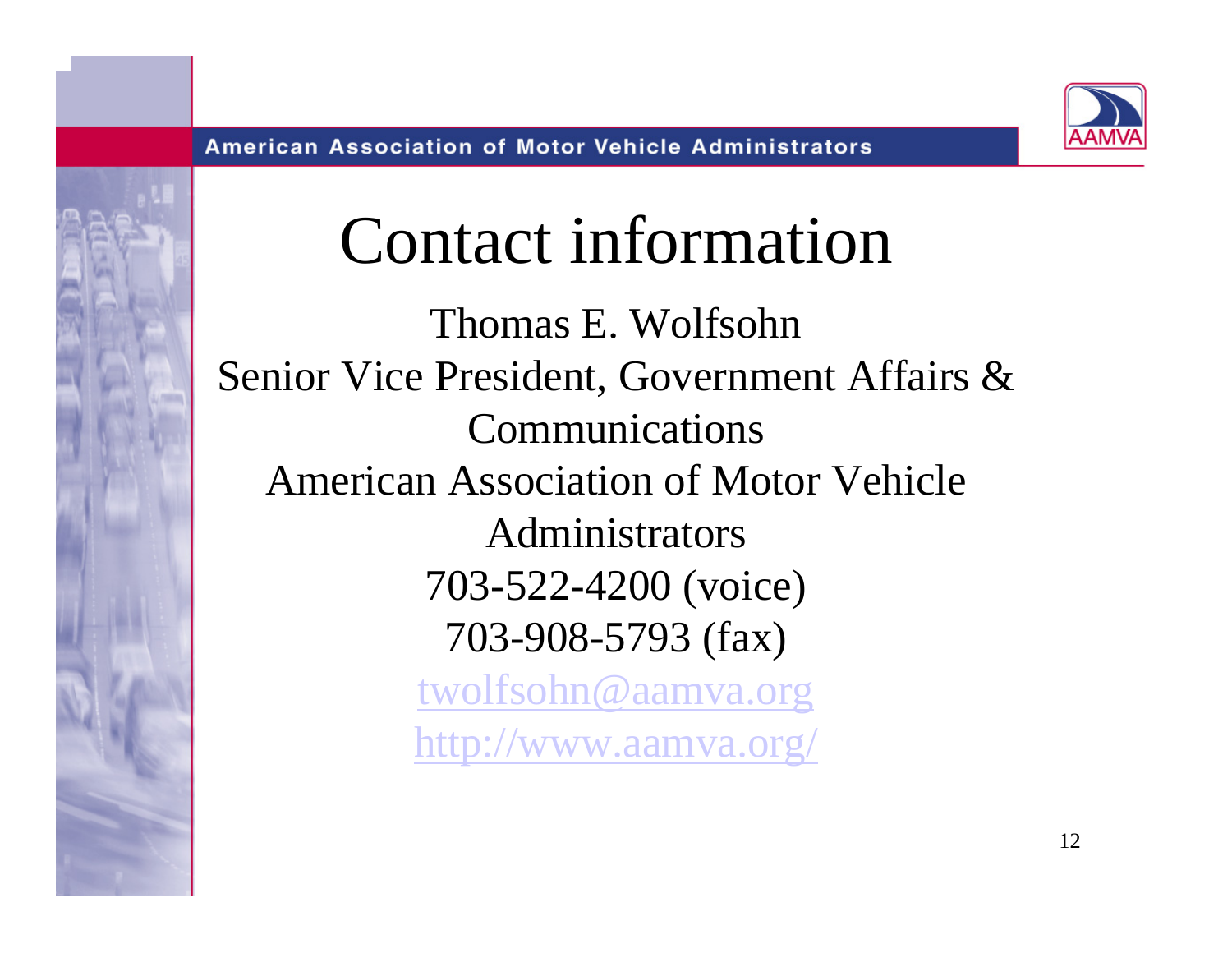# Contact information

Thomas E. Wolfsohn

Senior Vice President, Government Affairs & Communications

American Association of Motor Vehicle Administrators

703-522-4200 (voice)

703-908-5793 (fax)

twolfsohn@aamva.org

http://www.aamva.org/